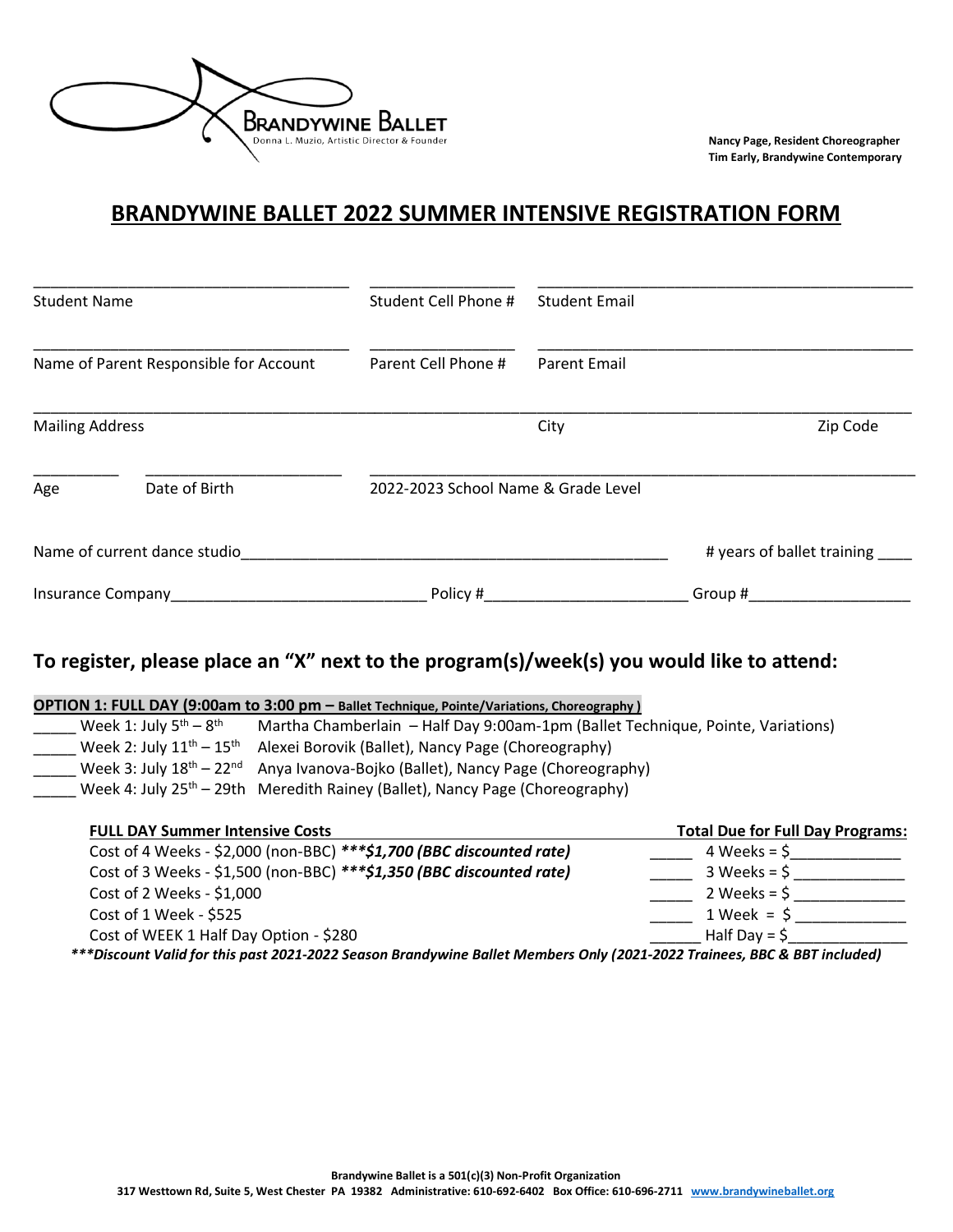BRANDYWINE BALLET
Donna L. Muzio, Artistic Director & Founder

**Nancy Page, Resident Choreographer**
**Tim Early, Brandywine Contemporary**

# BRANDYWINE BALLET 2022 SUMMER INTENSIVE REGISTRATION FORM

____________________________________ ________________ ________________________________________
Student Name | Student Cell Phone # | Student Email

____________________________________ ________________ ________________________________________
Name of Parent Responsible for Account | Parent Cell Phone # | Parent Email

______________________________________________________________________________________________
Mailing Address | City | Zip Code

__________ ______________________ __________________________________________________________
Age | Date of Birth | 2022-2023 School Name & Grade Level

Name of current dance studio_______________________________________________ # years of ballet training ____

Insurance Company____________________________ Policy #_______________________ Group #__________________

## To register, please place an "X" next to the program(s)/week(s) you would like to attend:

**OPTION 1: FULL DAY (9:00am to 3:00 pm – Ballet Technique, Pointe/Variations, Choreography )**

_____ Week 1: July 5th – 8th Martha Chamberlain – Half Day 9:00am-1pm (Ballet Technique, Pointe, Variations)
_____ Week 2: July 11th – 15th Alexei Borovik (Ballet), Nancy Page (Choreography)
_____ Week 3: July 18th – 22nd Anya Ivanova-Bojko (Ballet), Nancy Page (Choreography)
_____ Week 4: July 25th – 29th Meredith Rainey (Ballet), Nancy Page (Choreography)

| FULL DAY Summer Intensive Costs | Total Due for Full Day Programs: |
|---|---|
| Cost of 4 Weeks - $2,000 (non-BBC) ***\*\*\*$1,700 (BBC discounted rate)*** | _____ 4 Weeks = $____________ |
| Cost of 3 Weeks - $1,500 (non-BBC) ***\*\*\*$1,350 (BBC discounted rate)*** | _____ 3 Weeks = $ ____________ |
| Cost of 2 Weeks - $1,000 | _____ 2 Weeks = $ ____________ |
| Cost of 1 Week - $525 | _____ 1 Week = $ ____________ |
| Cost of WEEK 1 Half Day Option - $280 | ______ Half Day = $_____________ |

***\*\*\*Discount Valid for this past 2021-2022 Season Brandywine Ballet Members Only (2021-2022 Trainees, BBC & BBT included)***

**Brandywine Ballet is a 501(c)(3) Non-Profit Organization**
**317 Westtown Rd, Suite 5, West Chester PA 19382 Administrative: 610-692-6402 Box Office: 610-696-2711 www.brandywineballet.org**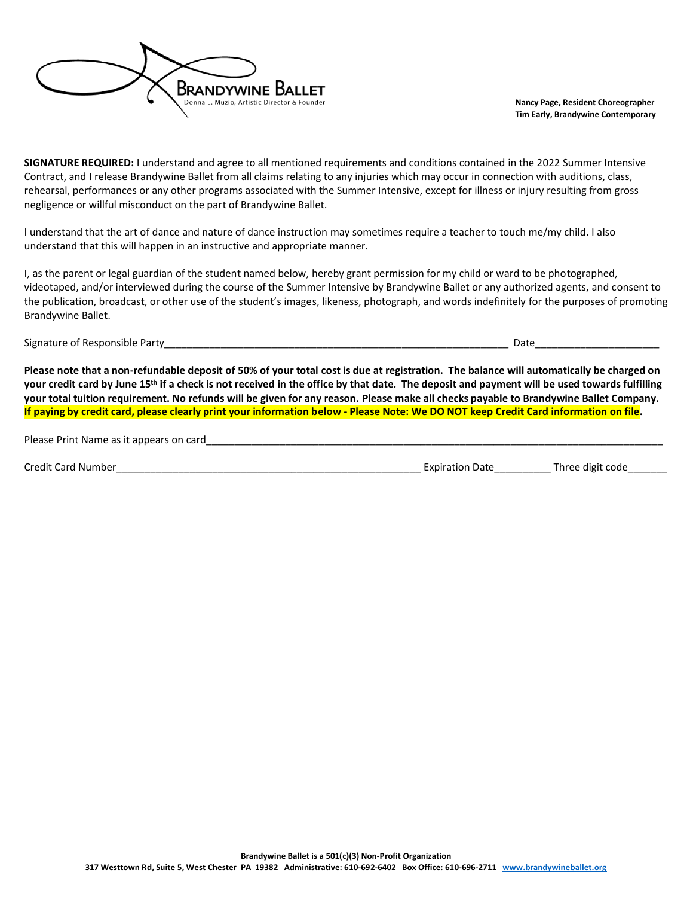BRANDYWINE BALLET
Donna L. Muzio, Artistic Director & Founder

**Nancy Page, Resident Choreographer**
**Tim Early, Brandywine Contemporary**

**SIGNATURE REQUIRED:** I understand and agree to all mentioned requirements and conditions contained in the 2022 Summer Intensive Contract, and I release Brandywine Ballet from all claims relating to any injuries which may occur in connection with auditions, class, rehearsal, performances or any other programs associated with the Summer Intensive, except for illness or injury resulting from gross negligence or willful misconduct on the part of Brandywine Ballet.

I understand that the art of dance and nature of dance instruction may sometimes require a teacher to touch me/my child. I also understand that this will happen in an instructive and appropriate manner.

I, as the parent or legal guardian of the student named below, hereby grant permission for my child or ward to be photographed, videotaped, and/or interviewed during the course of the Summer Intensive by Brandywine Ballet or any authorized agents, and consent to the publication, broadcast, or other use of the student's images, likeness, photograph, and words indefinitely for the purposes of promoting Brandywine Ballet.

Signature of Responsible Party_______________________________________________________________ Date______________________

**Please note that a non-refundable deposit of 50% of your total cost is due at registration. The balance will automatically be charged on your credit card by June 15th if a check is not received in the office by that date. The deposit and payment will be used towards fulfilling your total tuition requirement. No refunds will be given for any reason. Please make all checks payable to Brandywine Ballet Company. If paying by credit card, please clearly print your information below - Please Note: We DO NOT keep Credit Card information on file.**

Please Print Name as it appears on card_____________________________________________________________________________________

Credit Card Number________________________________________________________ Expiration Date__________ Three digit code_______

**Brandywine Ballet is a 501(c)(3) Non-Profit Organization**
**317 Westtown Rd, Suite 5, West Chester PA 19382 Administrative: 610-692-6402 Box Office: 610-696-2711 www.brandywineballet.org**